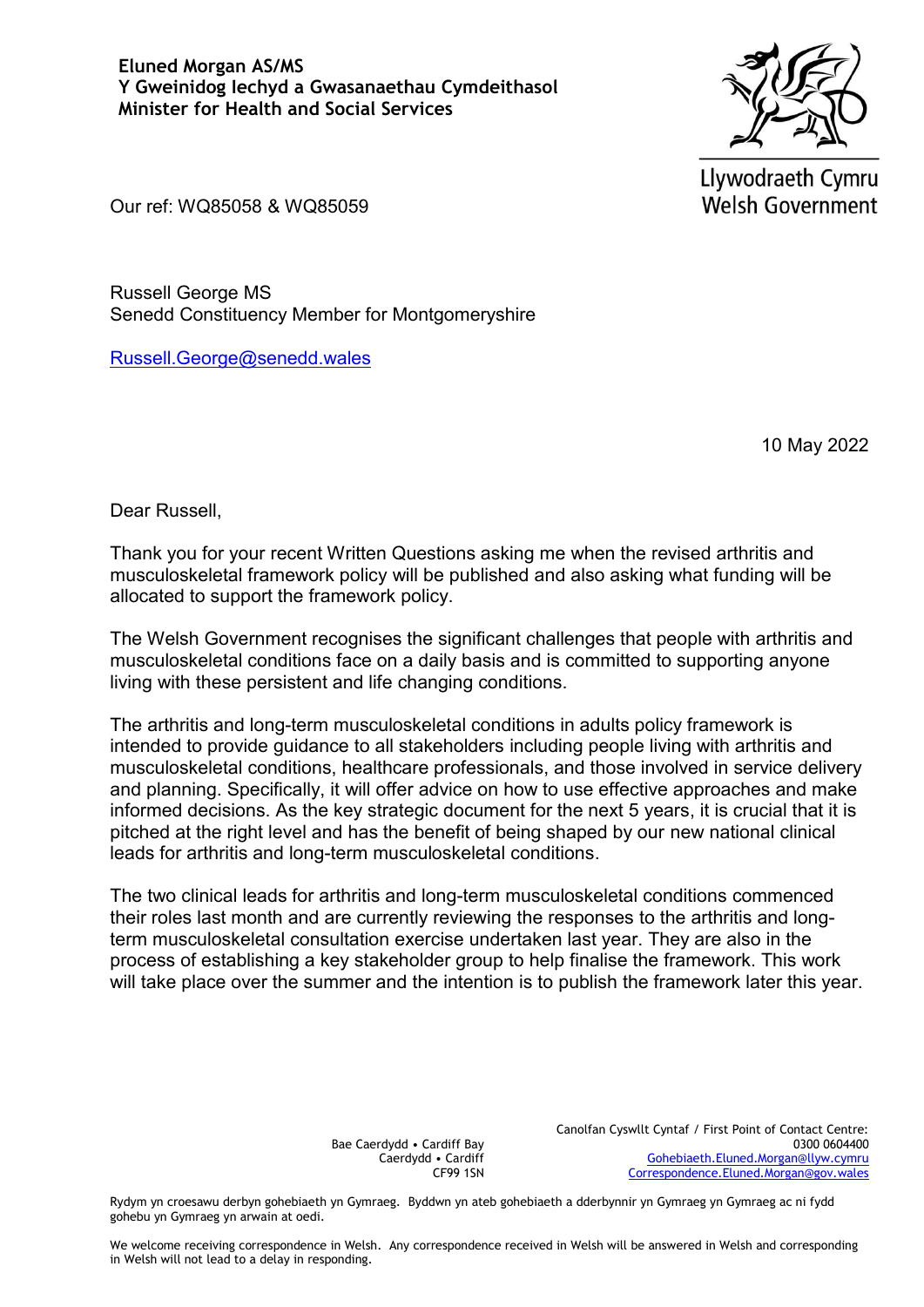**Eluned Morgan AS/MS**
**Y Gweinidog Iechyd a Gwasanaethau Cymdeithasol**
**Minister for Health and Social Services**

Llywodraeth Cymru
Welsh Government

Our ref: WQ85058 & WQ85059

Russell George MS
Senedd Constituency Member for Montgomeryshire

Russell.George@senedd.wales

10 May 2022

Dear Russell,

Thank you for your recent Written Questions asking me when the revised arthritis and musculoskeletal framework policy will be published and also asking what funding will be allocated to support the framework policy.

The Welsh Government recognises the significant challenges that people with arthritis and musculoskeletal conditions face on a daily basis and is committed to supporting anyone living with these persistent and life changing conditions.

The arthritis and long-term musculoskeletal conditions in adults policy framework is intended to provide guidance to all stakeholders including people living with arthritis and musculoskeletal conditions, healthcare professionals, and those involved in service delivery and planning. Specifically, it will offer advice on how to use effective approaches and make informed decisions. As the key strategic document for the next 5 years, it is crucial that it is pitched at the right level and has the benefit of being shaped by our new national clinical leads for arthritis and long-term musculoskeletal conditions.

The two clinical leads for arthritis and long-term musculoskeletal conditions commenced their roles last month and are currently reviewing the responses to the arthritis and long-term musculoskeletal consultation exercise undertaken last year. They are also in the process of establishing a key stakeholder group to help finalise the framework. This work will take place over the summer and the intention is to publish the framework later this year.

Bae Caerdydd • Cardiff Bay
Caerdydd • Cardiff
CF99 1SN

Canolfan Cyswllt Cyntaf / First Point of Contact Centre:
0300 0604400
Gohebiaeth.Eluned.Morgan@llyw.cymru
Correspondence.Eluned.Morgan@gov.wales

Rydym yn croesawu derbyn gohebiaeth yn Gymraeg. Byddwn yn ateb gohebiaeth a dderbynnir yn Gymraeg yn Gymraeg ac ni fydd gohebu yn Gymraeg yn arwain at oedi.

We welcome receiving correspondence in Welsh. Any correspondence received in Welsh will be answered in Welsh and corresponding in Welsh will not lead to a delay in responding.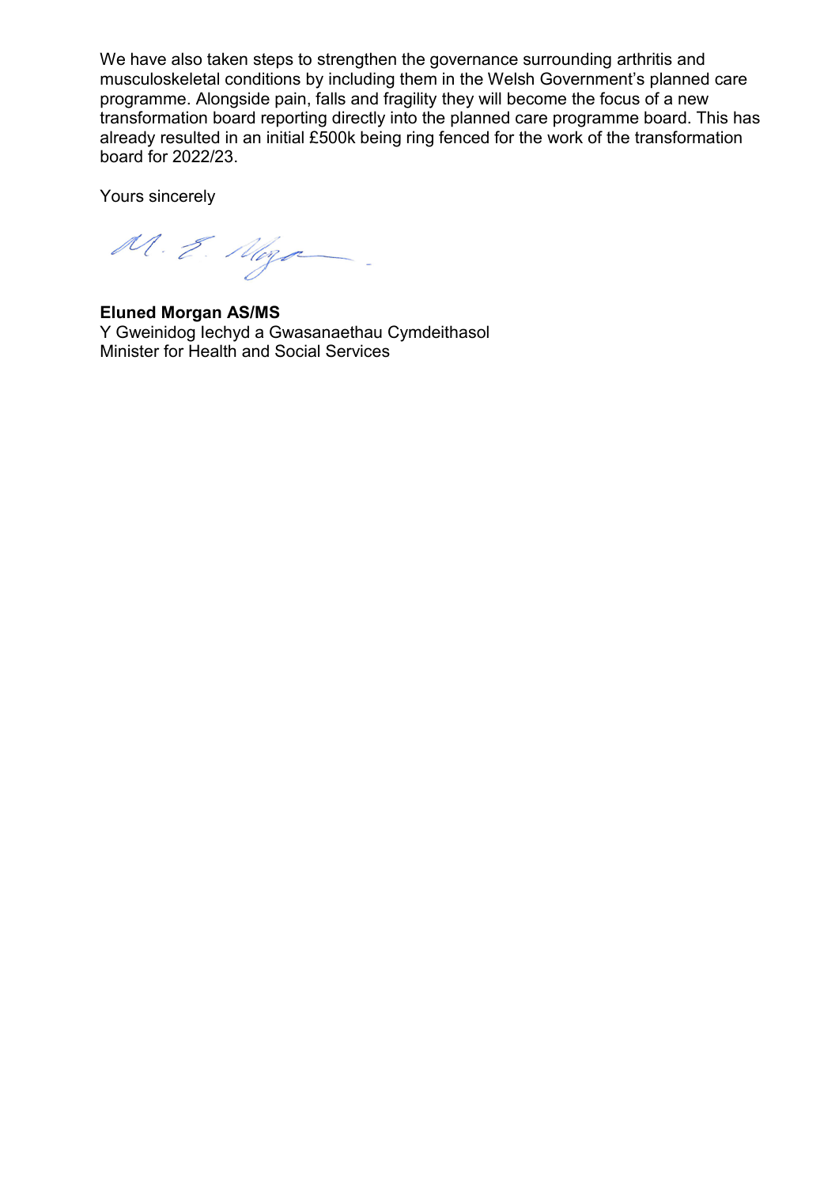We have also taken steps to strengthen the governance surrounding arthritis and musculoskeletal conditions by including them in the Welsh Government's planned care programme. Alongside pain, falls and fragility they will become the focus of a new transformation board reporting directly into the planned care programme board. This has already resulted in an initial £500k being ring fenced for the work of the transformation board for 2022/23.

Yours sincerely

**Eluned Morgan AS/MS**
Y Gweinidog Iechyd a Gwasanaethau Cymdeithasol
Minister for Health and Social Services